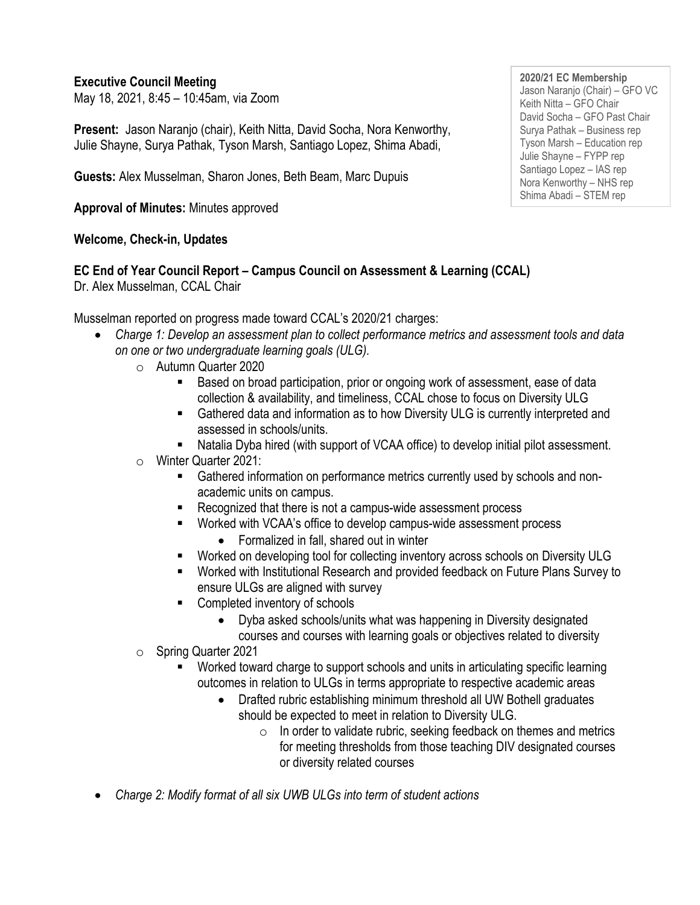**Executive Council Meeting**
May 18, 2021, 8:45 – 10:45am, via Zoom

**2020/21 EC Membership**
Jason Naranjo (Chair) – GFO VC
Keith Nitta – GFO Chair
David Socha – GFO Past Chair
Surya Pathak – Business rep
Tyson Marsh – Education rep
Julie Shayne – FYPP rep
Santiago Lopez – IAS rep
Nora Kenworthy – NHS rep
Shima Abadi – STEM rep

**Present:** Jason Naranjo (chair), Keith Nitta, David Socha, Nora Kenworthy, Julie Shayne, Surya Pathak, Tyson Marsh, Santiago Lopez, Shima Abadi,

**Guests:** Alex Musselman, Sharon Jones, Beth Beam, Marc Dupuis

**Approval of Minutes:** Minutes approved

**Welcome, Check-in, Updates**

**EC End of Year Council Report – Campus Council on Assessment & Learning (CCAL)**
Dr. Alex Musselman, CCAL Chair

Musselman reported on progress made toward CCAL's 2020/21 charges:

- *Charge 1: Develop an assessment plan to collect performance metrics and assessment tools and data on one or two undergraduate learning goals (ULG).*
    - Autumn Quarter 2020
        - Based on broad participation, prior or ongoing work of assessment, ease of data collection & availability, and timeliness, CCAL chose to focus on Diversity ULG
        - Gathered data and information as to how Diversity ULG is currently interpreted and assessed in schools/units.
        - Natalia Dyba hired (with support of VCAA office) to develop initial pilot assessment.
    - Winter Quarter 2021:
        - Gathered information on performance metrics currently used by schools and non-academic units on campus.
        - Recognized that there is not a campus-wide assessment process
        - Worked with VCAA's office to develop campus-wide assessment process
            - Formalized in fall, shared out in winter
        - Worked on developing tool for collecting inventory across schools on Diversity ULG
        - Worked with Institutional Research and provided feedback on Future Plans Survey to ensure ULGs are aligned with survey
        - Completed inventory of schools
            - Dyba asked schools/units what was happening in Diversity designated courses and courses with learning goals or objectives related to diversity
    - Spring Quarter 2021
        - Worked toward charge to support schools and units in articulating specific learning outcomes in relation to ULGs in terms appropriate to respective academic areas
            - Drafted rubric establishing minimum threshold all UW Bothell graduates should be expected to meet in relation to Diversity ULG.
                - In order to validate rubric, seeking feedback on themes and metrics for meeting thresholds from those teaching DIV designated courses or diversity related courses
- *Charge 2: Modify format of all six UWB ULGs into term of student actions*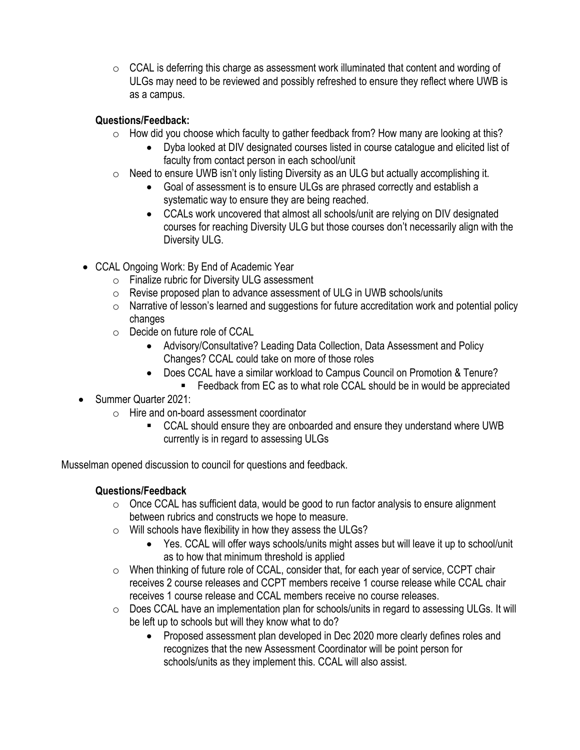- CCAL is deferring this charge as assessment work illuminated that content and wording of ULGs may need to be reviewed and possibly refreshed to ensure they reflect where UWB is as a campus.

  **Questions/Feedback:**

  - How did you choose which faculty to gather feedback from? How many are looking at this?
    - Dyba looked at DIV designated courses listed in course catalogue and elicited list of faculty from contact person in each school/unit
  - Need to ensure UWB isn't only listing Diversity as an ULG but actually accomplishing it.
    - Goal of assessment is to ensure ULGs are phrased correctly and establish a systematic way to ensure they are being reached.
    - CCALs work uncovered that almost all schools/unit are relying on DIV designated courses for reaching Diversity ULG but those courses don't necessarily align with the Diversity ULG.

- CCAL Ongoing Work: By End of Academic Year
  - Finalize rubric for Diversity ULG assessment
  - Revise proposed plan to advance assessment of ULG in UWB schools/units
  - Narrative of lesson's learned and suggestions for future accreditation work and potential policy changes
  - Decide on future role of CCAL
    - Advisory/Consultative? Leading Data Collection, Data Assessment and Policy Changes? CCAL could take on more of those roles
    - Does CCAL have a similar workload to Campus Council on Promotion & Tenure?
      - Feedback from EC as to what role CCAL should be in would be appreciated
- Summer Quarter 2021:
  - Hire and on-board assessment coordinator
    - CCAL should ensure they are onboarded and ensure they understand where UWB currently is in regard to assessing ULGs

Musselman opened discussion to council for questions and feedback.

**Questions/Feedback**

- Once CCAL has sufficient data, would be good to run factor analysis to ensure alignment between rubrics and constructs we hope to measure.
- Will schools have flexibility in how they assess the ULGs?
  - Yes. CCAL will offer ways schools/units might asses but will leave it up to school/unit as to how that minimum threshold is applied
- When thinking of future role of CCAL, consider that, for each year of service, CCPT chair receives 2 course releases and CCPT members receive 1 course release while CCAL chair receives 1 course release and CCAL members receive no course releases.
- Does CCAL have an implementation plan for schools/units in regard to assessing ULGs. It will be left up to schools but will they know what to do?
  - Proposed assessment plan developed in Dec 2020 more clearly defines roles and recognizes that the new Assessment Coordinator will be point person for schools/units as they implement this. CCAL will also assist.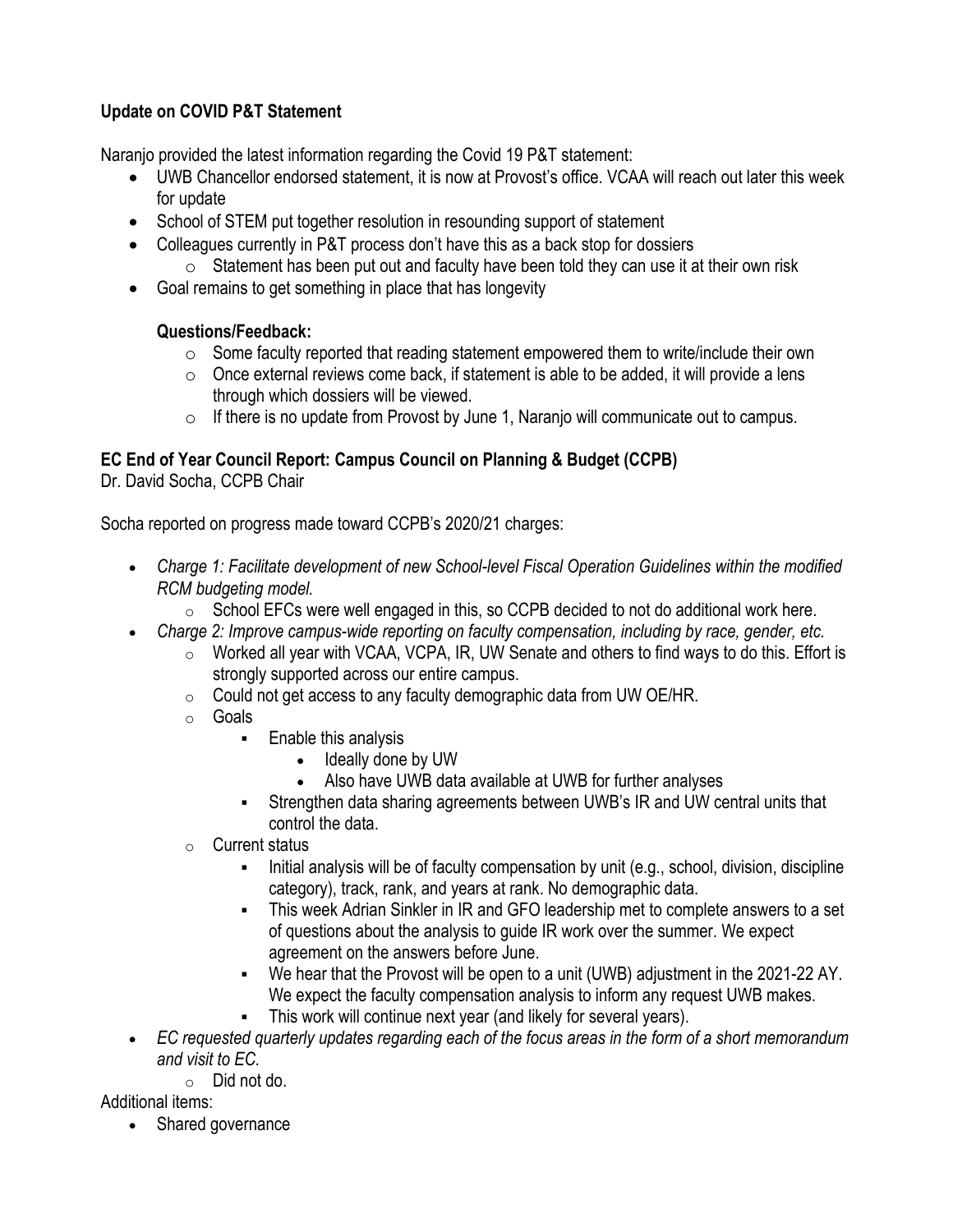**Update on COVID P&T Statement**

Naranjo provided the latest information regarding the Covid 19 P&T statement:

- UWB Chancellor endorsed statement, it is now at Provost's office. VCAA will reach out later this week for update
- School of STEM put together resolution in resounding support of statement
- Colleagues currently in P&T process don't have this as a back stop for dossiers
  - Statement has been put out and faculty have been told they can use it at their own risk
- Goal remains to get something in place that has longevity

**Questions/Feedback:**

- Some faculty reported that reading statement empowered them to write/include their own
- Once external reviews come back, if statement is able to be added, it will provide a lens through which dossiers will be viewed.
- If there is no update from Provost by June 1, Naranjo will communicate out to campus.

**EC End of Year Council Report: Campus Council on Planning & Budget (CCPB)**

Dr. David Socha, CCPB Chair

Socha reported on progress made toward CCPB's 2020/21 charges:

- *Charge 1: Facilitate development of new School-level Fiscal Operation Guidelines within the modified RCM budgeting model.*
  - School EFCs were well engaged in this, so CCPB decided to not do additional work here.
- *Charge 2: Improve campus-wide reporting on faculty compensation, including by race, gender, etc.*
  - Worked all year with VCAA, VCPA, IR, UW Senate and others to find ways to do this. Effort is strongly supported across our entire campus.
  - Could not get access to any faculty demographic data from UW OE/HR.
  - Goals
    - Enable this analysis
      - Ideally done by UW
      - Also have UWB data available at UWB for further analyses
    - Strengthen data sharing agreements between UWB's IR and UW central units that control the data.
  - Current status
    - Initial analysis will be of faculty compensation by unit (e.g., school, division, discipline category), track, rank, and years at rank. No demographic data.
    - This week Adrian Sinkler in IR and GFO leadership met to complete answers to a set of questions about the analysis to guide IR work over the summer. We expect agreement on the answers before June.
    - We hear that the Provost will be open to a unit (UWB) adjustment in the 2021-22 AY. We expect the faculty compensation analysis to inform any request UWB makes.
    - This work will continue next year (and likely for several years).
- *EC requested quarterly updates regarding each of the focus areas in the form of a short memorandum and visit to EC.*
  - Did not do.

Additional items:

- Shared governance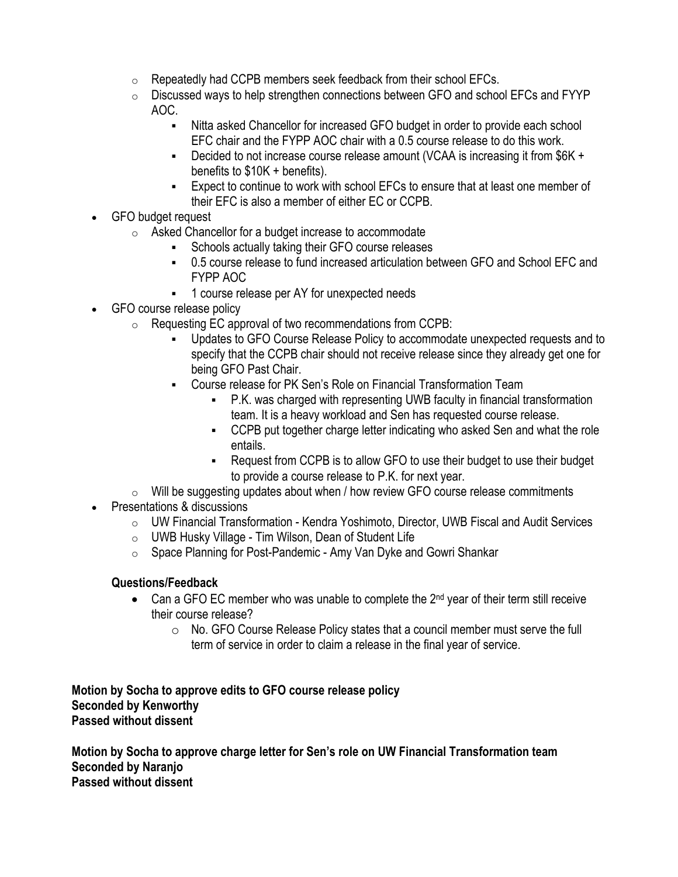- Repeatedly had CCPB members seek feedback from their school EFCs.
  - Discussed ways to help strengthen connections between GFO and school EFCs and FYYP AOC.
    - Nitta asked Chancellor for increased GFO budget in order to provide each school EFC chair and the FYPP AOC chair with a 0.5 course release to do this work.
    - Decided to not increase course release amount (VCAA is increasing it from $6K + benefits to $10K + benefits).
    - Expect to continue to work with school EFCs to ensure that at least one member of their EFC is also a member of either EC or CCPB.
- GFO budget request
  - Asked Chancellor for a budget increase to accommodate
    - Schools actually taking their GFO course releases
    - 0.5 course release to fund increased articulation between GFO and School EFC and FYPP AOC
    - 1 course release per AY for unexpected needs
- GFO course release policy
  - Requesting EC approval of two recommendations from CCPB:
    - Updates to GFO Course Release Policy to accommodate unexpected requests and to specify that the CCPB chair should not receive release since they already get one for being GFO Past Chair.
    - Course release for PK Sen's Role on Financial Transformation Team
      - P.K. was charged with representing UWB faculty in financial transformation team. It is a heavy workload and Sen has requested course release.
      - CCPB put together charge letter indicating who asked Sen and what the role entails.
      - Request from CCPB is to allow GFO to use their budget to use their budget to provide a course release to P.K. for next year.
  - Will be suggesting updates about when / how review GFO course release commitments
- Presentations & discussions
  - UW Financial Transformation - Kendra Yoshimoto, Director, UWB Fiscal and Audit Services
  - UWB Husky Village - Tim Wilson, Dean of Student Life
  - Space Planning for Post-Pandemic - Amy Van Dyke and Gowri Shankar

**Questions/Feedback**

- Can a GFO EC member who was unable to complete the 2nd year of their term still receive their course release?
  - No. GFO Course Release Policy states that a council member must serve the full term of service in order to claim a release in the final year of service.

**Motion by Socha to approve edits to GFO course release policy**
**Seconded by Kenworthy**
**Passed without dissent**

**Motion by Socha to approve charge letter for Sen's role on UW Financial Transformation team**
**Seconded by Naranjo**
**Passed without dissent**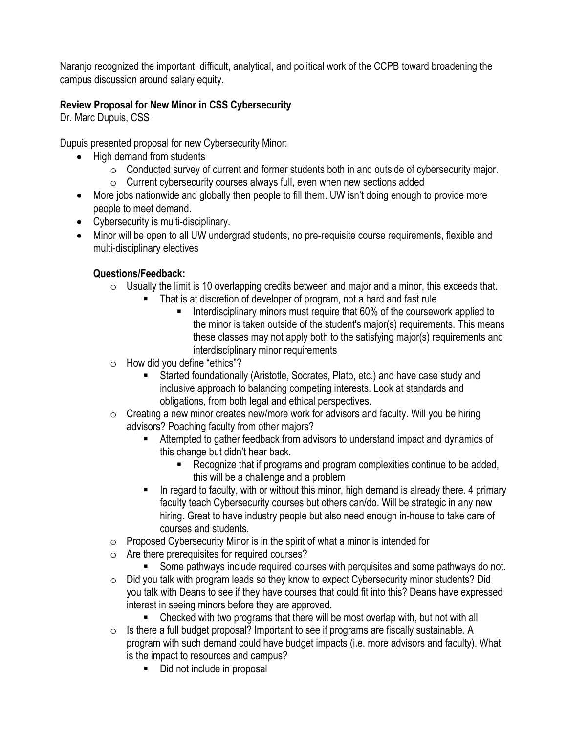Naranjo recognized the important, difficult, analytical, and political work of the CCPB toward broadening the campus discussion around salary equity.

**Review Proposal for New Minor in CSS Cybersecurity**
Dr. Marc Dupuis, CSS

Dupuis presented proposal for new Cybersecurity Minor:

- High demand from students
    - Conducted survey of current and former students both in and outside of cybersecurity major.
    - Current cybersecurity courses always full, even when new sections added
- More jobs nationwide and globally then people to fill them. UW isn't doing enough to provide more people to meet demand.
- Cybersecurity is multi-disciplinary.
- Minor will be open to all UW undergrad students, no pre-requisite course requirements, flexible and multi-disciplinary electives

**Questions/Feedback:**

- Usually the limit is 10 overlapping credits between and major and a minor, this exceeds that.
    - That is at discretion of developer of program, not a hard and fast rule
        - Interdisciplinary minors must require that 60% of the coursework applied to the minor is taken outside of the student's major(s) requirements. This means these classes may not apply both to the satisfying major(s) requirements and interdisciplinary minor requirements
- How did you define "ethics"?
    - Started foundationally (Aristotle, Socrates, Plato, etc.) and have case study and inclusive approach to balancing competing interests. Look at standards and obligations, from both legal and ethical perspectives.
- Creating a new minor creates new/more work for advisors and faculty. Will you be hiring advisors? Poaching faculty from other majors?
    - Attempted to gather feedback from advisors to understand impact and dynamics of this change but didn't hear back.
        - Recognize that if programs and program complexities continue to be added, this will be a challenge and a problem
    - In regard to faculty, with or without this minor, high demand is already there. 4 primary faculty teach Cybersecurity courses but others can/do. Will be strategic in any new hiring. Great to have industry people but also need enough in-house to take care of courses and students.
- Proposed Cybersecurity Minor is in the spirit of what a minor is intended for
- Are there prerequisites for required courses?
    - Some pathways include required courses with perquisites and some pathways do not.
- Did you talk with program leads so they know to expect Cybersecurity minor students? Did you talk with Deans to see if they have courses that could fit into this? Deans have expressed interest in seeing minors before they are approved.
    - Checked with two programs that there will be most overlap with, but not with all
- Is there a full budget proposal? Important to see if programs are fiscally sustainable. A program with such demand could have budget impacts (i.e. more advisors and faculty). What is the impact to resources and campus?
    - Did not include in proposal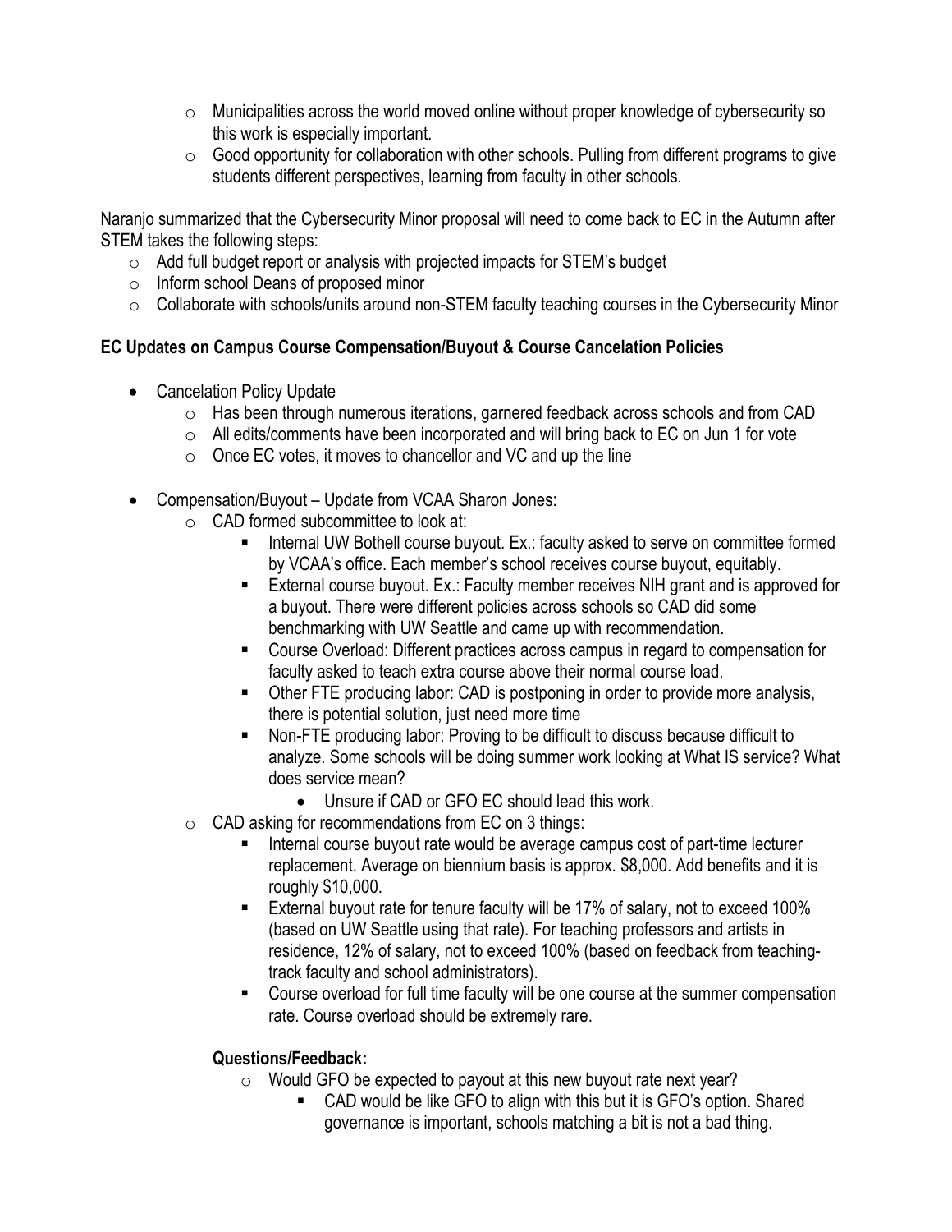- Municipalities across the world moved online without proper knowledge of cybersecurity so this work is especially important.
- Good opportunity for collaboration with other schools. Pulling from different programs to give students different perspectives, learning from faculty in other schools.

Naranjo summarized that the Cybersecurity Minor proposal will need to come back to EC in the Autumn after STEM takes the following steps:

- Add full budget report or analysis with projected impacts for STEM's budget
- Inform school Deans of proposed minor
- Collaborate with schools/units around non-STEM faculty teaching courses in the Cybersecurity Minor

**EC Updates on Campus Course Compensation/Buyout & Course Cancelation Policies**

- Cancelation Policy Update
  - Has been through numerous iterations, garnered feedback across schools and from CAD
  - All edits/comments have been incorporated and will bring back to EC on Jun 1 for vote
  - Once EC votes, it moves to chancellor and VC and up the line

- Compensation/Buyout – Update from VCAA Sharon Jones:
  - CAD formed subcommittee to look at:
    - Internal UW Bothell course buyout. Ex.: faculty asked to serve on committee formed by VCAA's office. Each member's school receives course buyout, equitably.
    - External course buyout. Ex.: Faculty member receives NIH grant and is approved for a buyout. There were different policies across schools so CAD did some benchmarking with UW Seattle and came up with recommendation.
    - Course Overload: Different practices across campus in regard to compensation for faculty asked to teach extra course above their normal course load.
    - Other FTE producing labor: CAD is postponing in order to provide more analysis, there is potential solution, just need more time
    - Non-FTE producing labor: Proving to be difficult to discuss because difficult to analyze. Some schools will be doing summer work looking at What IS service? What does service mean?
      - Unsure if CAD or GFO EC should lead this work.
  - CAD asking for recommendations from EC on 3 things:
    - Internal course buyout rate would be average campus cost of part-time lecturer replacement. Average on biennium basis is approx. $8,000. Add benefits and it is roughly $10,000.
    - External buyout rate for tenure faculty will be 17% of salary, not to exceed 100% (based on UW Seattle using that rate). For teaching professors and artists in residence, 12% of salary, not to exceed 100% (based on feedback from teaching-track faculty and school administrators).
    - Course overload for full time faculty will be one course at the summer compensation rate. Course overload should be extremely rare.

  **Questions/Feedback:**

  - Would GFO be expected to payout at this new buyout rate next year?
    - CAD would be like GFO to align with this but it is GFO's option. Shared governance is important, schools matching a bit is not a bad thing.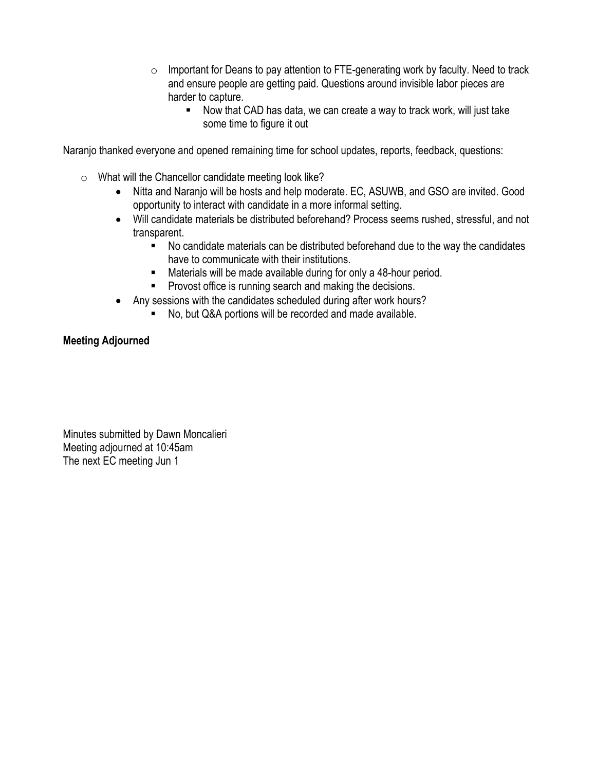- Important for Deans to pay attention to FTE-generating work by faculty. Need to track and ensure people are getting paid. Questions around invisible labor pieces are harder to capture.
  - Now that CAD has data, we can create a way to track work, will just take some time to figure it out

Naranjo thanked everyone and opened remaining time for school updates, reports, feedback, questions:

- What will the Chancellor candidate meeting look like?
  - Nitta and Naranjo will be hosts and help moderate. EC, ASUWB, and GSO are invited. Good opportunity to interact with candidate in a more informal setting.
  - Will candidate materials be distributed beforehand? Process seems rushed, stressful, and not transparent.
    - No candidate materials can be distributed beforehand due to the way the candidates have to communicate with their institutions.
    - Materials will be made available during for only a 48-hour period.
    - Provost office is running search and making the decisions.
  - Any sessions with the candidates scheduled during after work hours?
    - No, but Q&A portions will be recorded and made available.

**Meeting Adjourned**

Minutes submitted by Dawn Moncalieri
Meeting adjourned at 10:45am
The next EC meeting Jun 1